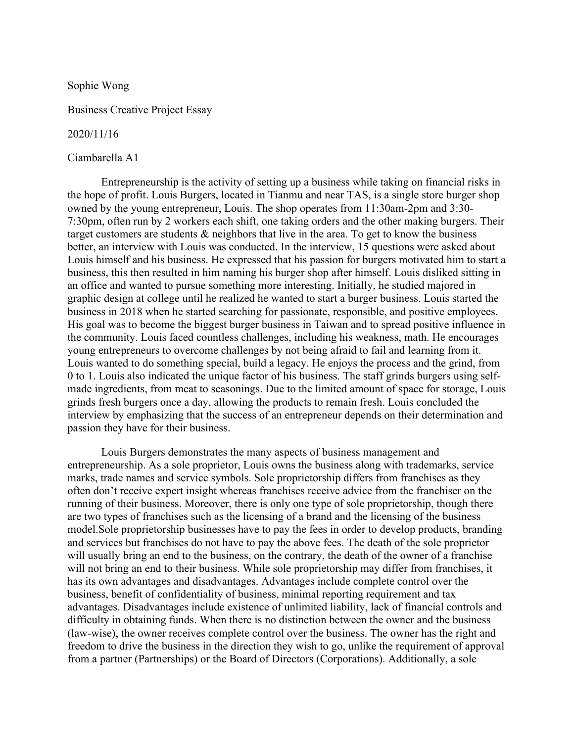Sophie Wong

Business Creative Project Essay

2020/11/16

Ciambarella A1

Entrepreneurship is the activity of setting up a business while taking on financial risks in the hope of profit. Louis Burgers, located in Tianmu and near TAS, is a single store burger shop owned by the young entrepreneur, Louis. The shop operates from 11:30am-2pm and 3:30-7:30pm, often run by 2 workers each shift, one taking orders and the other making burgers. Their target customers are students & neighbors that live in the area. To get to know the business better, an interview with Louis was conducted. In the interview, 15 questions were asked about Louis himself and his business. He expressed that his passion for burgers motivated him to start a business, this then resulted in him naming his burger shop after himself. Louis disliked sitting in an office and wanted to pursue something more interesting. Initially, he studied majored in graphic design at college until he realized he wanted to start a burger business. Louis started the business in 2018 when he started searching for passionate, responsible, and positive employees. His goal was to become the biggest burger business in Taiwan and to spread positive influence in the community. Louis faced countless challenges, including his weakness, math. He encourages young entrepreneurs to overcome challenges by not being afraid to fail and learning from it. Louis wanted to do something special, build a legacy. He enjoys the process and the grind, from 0 to 1. Louis also indicated the unique factor of his business. The staff grinds burgers using self-made ingredients, from meat to seasonings. Due to the limited amount of space for storage, Louis grinds fresh burgers once a day, allowing the products to remain fresh. Louis concluded the interview by emphasizing that the success of an entrepreneur depends on their determination and passion they have for their business.

Louis Burgers demonstrates the many aspects of business management and entrepreneurship. As a sole proprietor, Louis owns the business along with trademarks, service marks, trade names and service symbols. Sole proprietorship differs from franchises as they often don't receive expert insight whereas franchises receive advice from the franchiser on the running of their business. Moreover, there is only one type of sole proprietorship, though there are two types of franchises such as the licensing of a brand and the licensing of the business model.Sole proprietorship businesses have to pay the fees in order to develop products, branding and services but franchises do not have to pay the above fees. The death of the sole proprietor will usually bring an end to the business, on the contrary, the death of the owner of a franchise will not bring an end to their business. While sole proprietorship may differ from franchises, it has its own advantages and disadvantages. Advantages include complete control over the business, benefit of confidentiality of business, minimal reporting requirement and tax advantages. Disadvantages include existence of unlimited liability, lack of financial controls and difficulty in obtaining funds. When there is no distinction between the owner and the business (law-wise), the owner receives complete control over the business. The owner has the right and freedom to drive the business in the direction they wish to go, unlike the requirement of approval from a partner (Partnerships) or the Board of Directors (Corporations). Additionally, a sole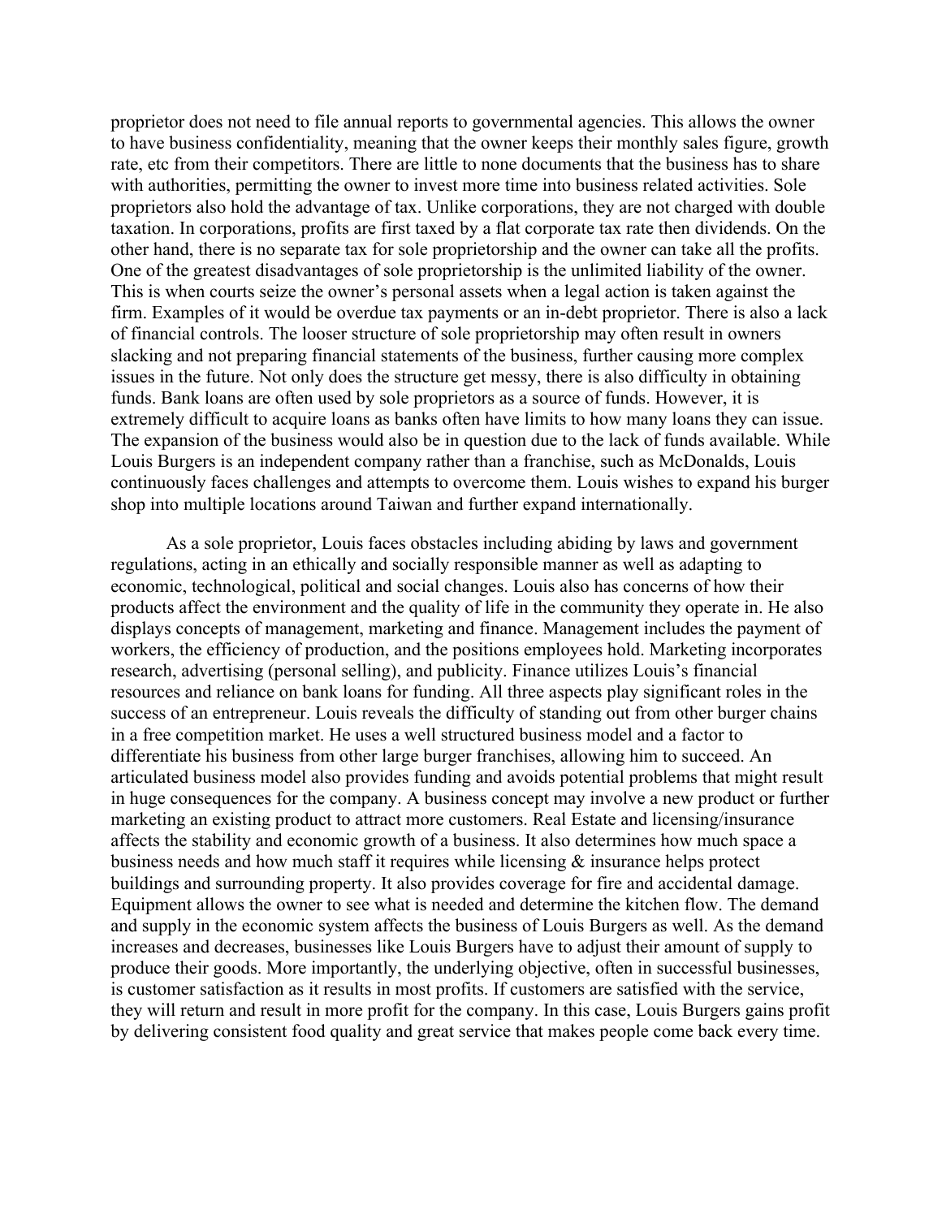proprietor does not need to file annual reports to governmental agencies. This allows the owner to have business confidentiality, meaning that the owner keeps their monthly sales figure, growth rate, etc from their competitors. There are little to none documents that the business has to share with authorities, permitting the owner to invest more time into business related activities. Sole proprietors also hold the advantage of tax. Unlike corporations, they are not charged with double taxation. In corporations, profits are first taxed by a flat corporate tax rate then dividends. On the other hand, there is no separate tax for sole proprietorship and the owner can take all the profits. One of the greatest disadvantages of sole proprietorship is the unlimited liability of the owner. This is when courts seize the owner's personal assets when a legal action is taken against the firm. Examples of it would be overdue tax payments or an in-debt proprietor. There is also a lack of financial controls. The looser structure of sole proprietorship may often result in owners slacking and not preparing financial statements of the business, further causing more complex issues in the future. Not only does the structure get messy, there is also difficulty in obtaining funds. Bank loans are often used by sole proprietors as a source of funds. However, it is extremely difficult to acquire loans as banks often have limits to how many loans they can issue. The expansion of the business would also be in question due to the lack of funds available. While Louis Burgers is an independent company rather than a franchise, such as McDonalds, Louis continuously faces challenges and attempts to overcome them. Louis wishes to expand his burger shop into multiple locations around Taiwan and further expand internationally.

As a sole proprietor, Louis faces obstacles including abiding by laws and government regulations, acting in an ethically and socially responsible manner as well as adapting to economic, technological, political and social changes. Louis also has concerns of how their products affect the environment and the quality of life in the community they operate in. He also displays concepts of management, marketing and finance. Management includes the payment of workers, the efficiency of production, and the positions employees hold. Marketing incorporates research, advertising (personal selling), and publicity. Finance utilizes Louis's financial resources and reliance on bank loans for funding. All three aspects play significant roles in the success of an entrepreneur. Louis reveals the difficulty of standing out from other burger chains in a free competition market. He uses a well structured business model and a factor to differentiate his business from other large burger franchises, allowing him to succeed. An articulated business model also provides funding and avoids potential problems that might result in huge consequences for the company. A business concept may involve a new product or further marketing an existing product to attract more customers. Real Estate and licensing/insurance affects the stability and economic growth of a business. It also determines how much space a business needs and how much staff it requires while licensing & insurance helps protect buildings and surrounding property. It also provides coverage for fire and accidental damage. Equipment allows the owner to see what is needed and determine the kitchen flow. The demand and supply in the economic system affects the business of Louis Burgers as well. As the demand increases and decreases, businesses like Louis Burgers have to adjust their amount of supply to produce their goods. More importantly, the underlying objective, often in successful businesses, is customer satisfaction as it results in most profits. If customers are satisfied with the service, they will return and result in more profit for the company. In this case, Louis Burgers gains profit by delivering consistent food quality and great service that makes people come back every time.